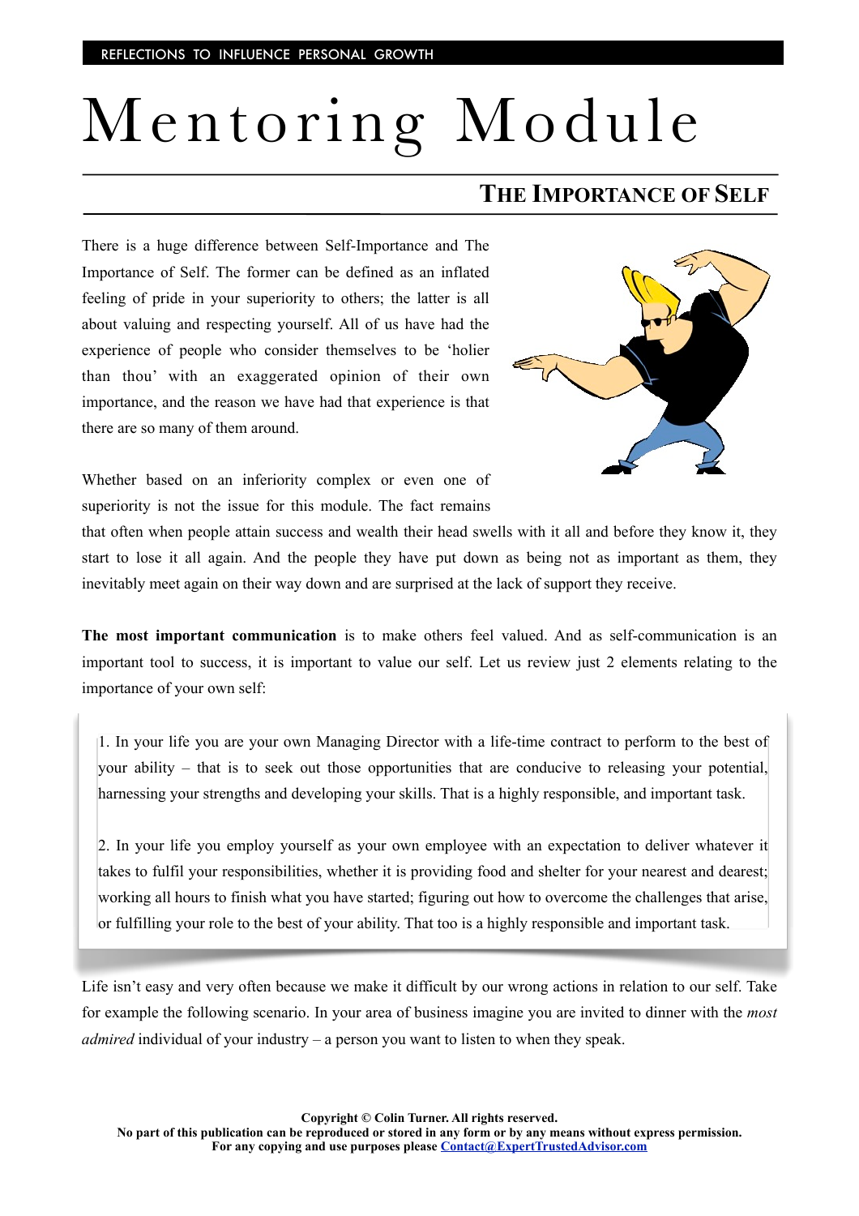REFLECTIONS TO INFLUENCE PERSONAL GROWTH

# Mentoring Module

## The Importance of Self

There is a huge difference between Self-Importance and The Importance of Self. The former can be defined as an inflated feeling of pride in your superiority to others; the latter is all about valuing and respecting yourself. All of us have had the experience of people who consider themselves to be 'holier than thou' with an exaggerated opinion of their own importance, and the reason we have had that experience is that there are so many of them around.

Whether based on an inferiority complex or even one of superiority is not the issue for this module. The fact remains that often when people attain success and wealth their head swells with it all and before they know it, they start to lose it all again. And the people they have put down as being not as important as them, they inevitably meet again on their way down and are surprised at the lack of support they receive.

**The most important communication** is to make others feel valued. And as self-communication is an important tool to success, it is important to value our self. Let us review just 2 elements relating to the importance of your own self:

1. In your life you are your own Managing Director with a life-time contract to perform to the best of your ability – that is to seek out those opportunities that are conducive to releasing your potential, harnessing your strengths and developing your skills. That is a highly responsible, and important task.

2. In your life you employ yourself as your own employee with an expectation to deliver whatever it takes to fulfil your responsibilities, whether it is providing food and shelter for your nearest and dearest; working all hours to finish what you have started; figuring out how to overcome the challenges that arise, or fulfilling your role to the best of your ability. That too is a highly responsible and important task.

Life isn't easy and very often because we make it difficult by our wrong actions in relation to our self. Take for example the following scenario. In your area of business imagine you are invited to dinner with the *most admired* individual of your industry – a person you want to listen to when they speak.

Copyright © Colin Turner. All rights reserved.
No part of this publication can be reproduced or stored in any form or by any means without express permission.
For any copying and use purposes please Contact@ExpertTrustedAdvisor.com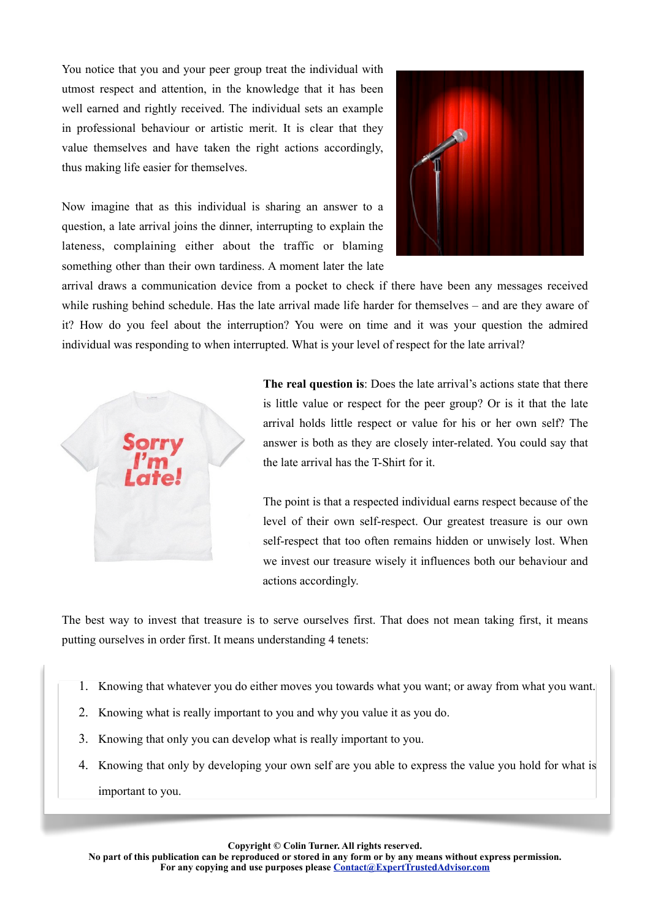You notice that you and your peer group treat the individual with utmost respect and attention, in the knowledge that it has been well earned and rightly received. The individual sets an example in professional behaviour or artistic merit. It is clear that they value themselves and have taken the right actions accordingly, thus making life easier for themselves.

Now imagine that as this individual is sharing an answer to a question, a late arrival joins the dinner, interrupting to explain the lateness, complaining either about the traffic or blaming something other than their own tardiness. A moment later the late arrival draws a communication device from a pocket to check if there have been any messages received while rushing behind schedule. Has the late arrival made life harder for themselves – and are they aware of it? How do you feel about the interruption? You were on time and it was your question the admired individual was responding to when interrupted. What is your level of respect for the late arrival?

**The real question is**: Does the late arrival's actions state that there is little value or respect for the peer group? Or is it that the late arrival holds little respect or value for his or her own self? The answer is both as they are closely inter-related. You could say that the late arrival has the T-Shirt for it.

The point is that a respected individual earns respect because of the level of their own self-respect. Our greatest treasure is our own self-respect that too often remains hidden or unwisely lost. When we invest our treasure wisely it influences both our behaviour and actions accordingly.

The best way to invest that treasure is to serve ourselves first. That does not mean taking first, it means putting ourselves in order first. It means understanding 4 tenets:

1. Knowing that whatever you do either moves you towards what you want; or away from what you want.
2. Knowing what is really important to you and why you value it as you do.
3. Knowing that only you can develop what is really important to you.
4. Knowing that only by developing your own self are you able to express the value you hold for what is important to you.

**Copyright © Colin Turner. All rights reserved.**
**No part of this publication can be reproduced or stored in any form or by any means without express permission.**
**For any copying and use purposes please Contact@ExpertTrustedAdvisor.com**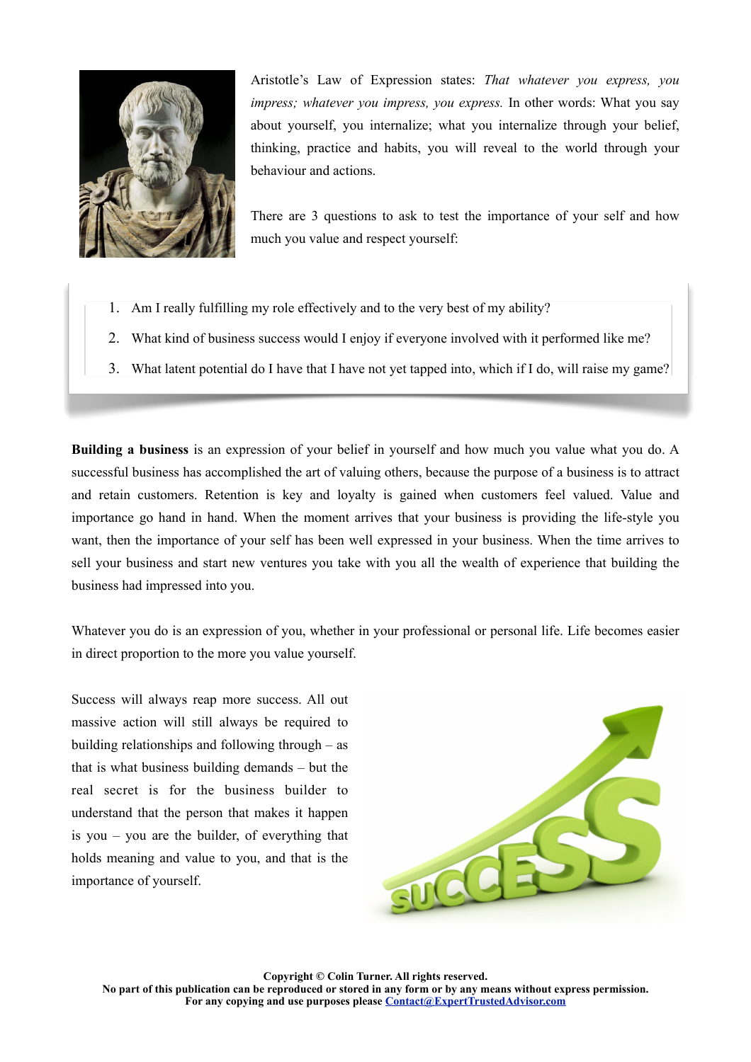Aristotle's Law of Expression states: *That whatever you express, you impress; whatever you impress, you express.* In other words: What you say about yourself, you internalize; what you internalize through your belief, thinking, practice and habits, you will reveal to the world through your behaviour and actions.

There are 3 questions to ask to test the importance of your self and how much you value and respect yourself:

1. Am I really fulfilling my role effectively and to the very best of my ability?
2. What kind of business success would I enjoy if everyone involved with it performed like me?
3. What latent potential do I have that I have not yet tapped into, which if I do, will raise my game?

**Building a business** is an expression of your belief in yourself and how much you value what you do. A successful business has accomplished the art of valuing others, because the purpose of a business is to attract and retain customers. Retention is key and loyalty is gained when customers feel valued. Value and importance go hand in hand. When the moment arrives that your business is providing the life-style you want, then the importance of your self has been well expressed in your business. When the time arrives to sell your business and start new ventures you take with you all the wealth of experience that building the business had impressed into you.

Whatever you do is an expression of you, whether in your professional or personal life. Life becomes easier in direct proportion to the more you value yourself.

Success will always reap more success. All out massive action will still always be required to building relationships and following through – as that is what business building demands – but the real secret is for the business builder to understand that the person that makes it happen is you – you are the builder, of everything that holds meaning and value to you, and that is the importance of yourself.

**Copyright © Colin Turner. All rights reserved.**
**No part of this publication can be reproduced or stored in any form or by any means without express permission.**
**For any copying and use purposes please [Contact@ExpertTrustedAdvisor.com](mailto:Contact@ExpertTrustedAdvisor.com)**